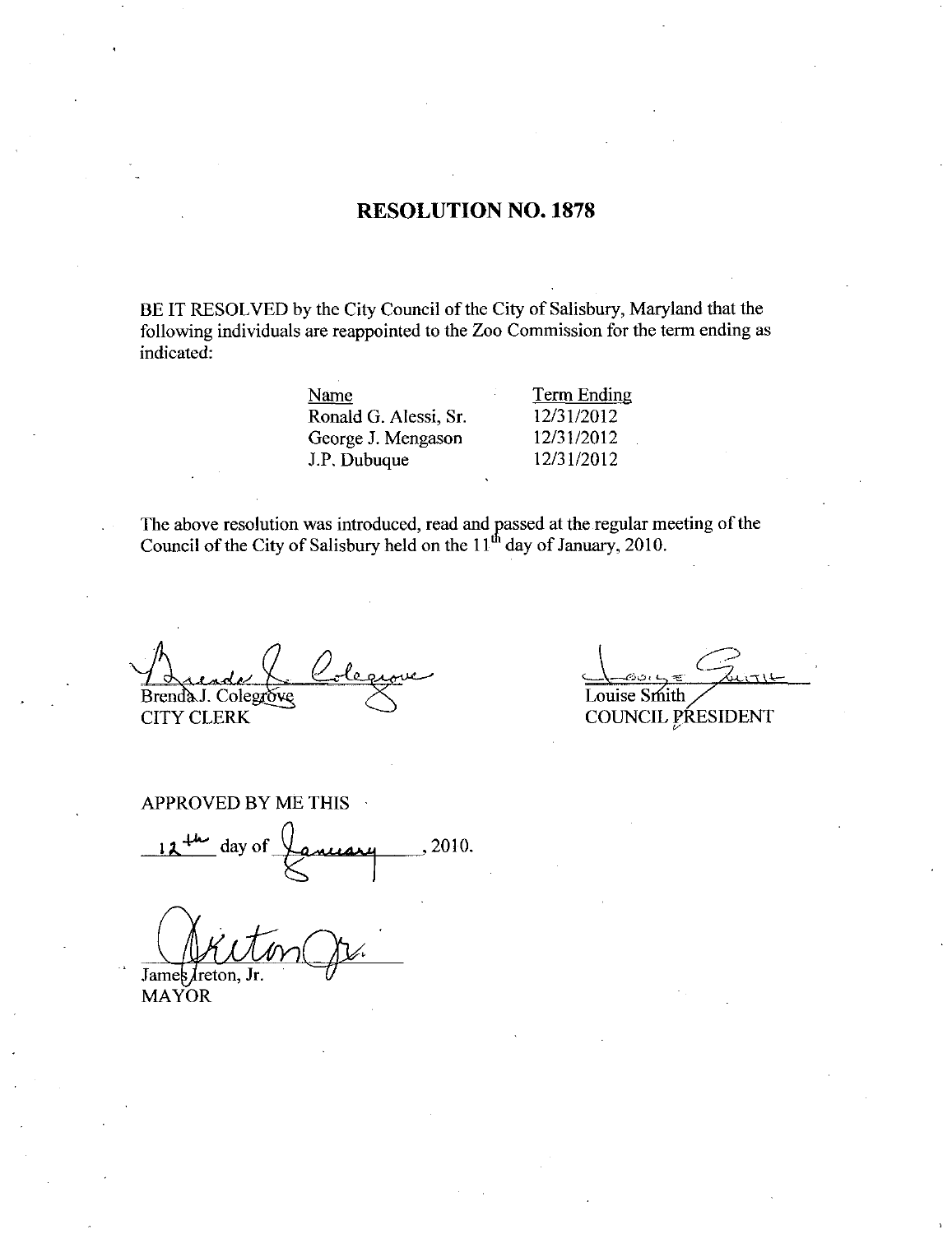# RESOLUTION NO. 1878

BE IT RESOLVED by the City Council of the City of Salisbury, Maryland that the following individuals are reappointed to the Zoo Commission for the term ending as indicated:

| Name | Term Ending |
| --- | --- |
| Ronald G. Alessi, Sr. | 12/31/2012 |
| George J. Mengason | 12/31/2012 |
| J.P. Dubuque | 12/31/2012 |

The above resolution was introduced, read and passed at the regular meeting of the Council of the City of Salisbury held on the 11th day of January, 2010.

Brenda J. Colegrove
CITY CLERK

Louise Smith
COUNCIL PRESIDENT

APPROVED BY ME THIS

12th day of January, 2010.

James Ireton, Jr.
MAYOR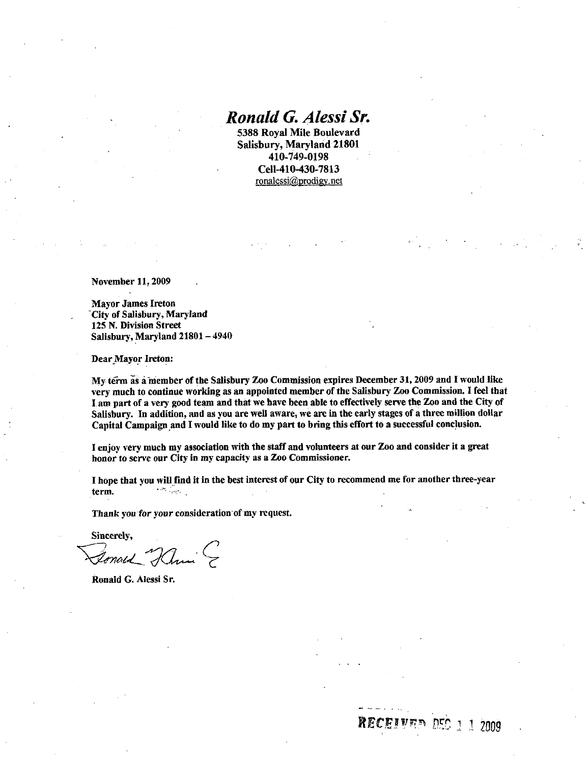# *Ronald G. Alessi Sr.*

**5388 Royal Mile Boulevard**
**Salisbury, Maryland 21801**
**410-749-0198**
**Cell-410-430-7813**
ronalessi@prodigy.net

November 11, 2009

Mayor James Ireton
City of Salisbury, Maryland
125 N. Division Street
Salisbury, Maryland 21801 – 4940

Dear Mayor Ireton:

My term as a member of the Salisbury Zoo Commission expires December 31, 2009 and I would like very much to continue working as an appointed member of the Salisbury Zoo Commission. I feel that I am part of a very good team and that we have been able to effectively serve the Zoo and the City of Salisbury. In addition, and as you are well aware, we are in the early stages of a three million dollar Capital Campaign and I would like to do my part to bring this effort to a successful conclusion.

I enjoy very much my association with the staff and volunteers at our Zoo and consider it a great honor to serve our City in my capacity as a Zoo Commissioner.

I hope that you will find it in the best interest of our City to recommend me for another three-year term.

Thank you for your consideration of my request.

Sincerely,

Ronald G. Alessi Sr.

RECEIVED DEC 11 2009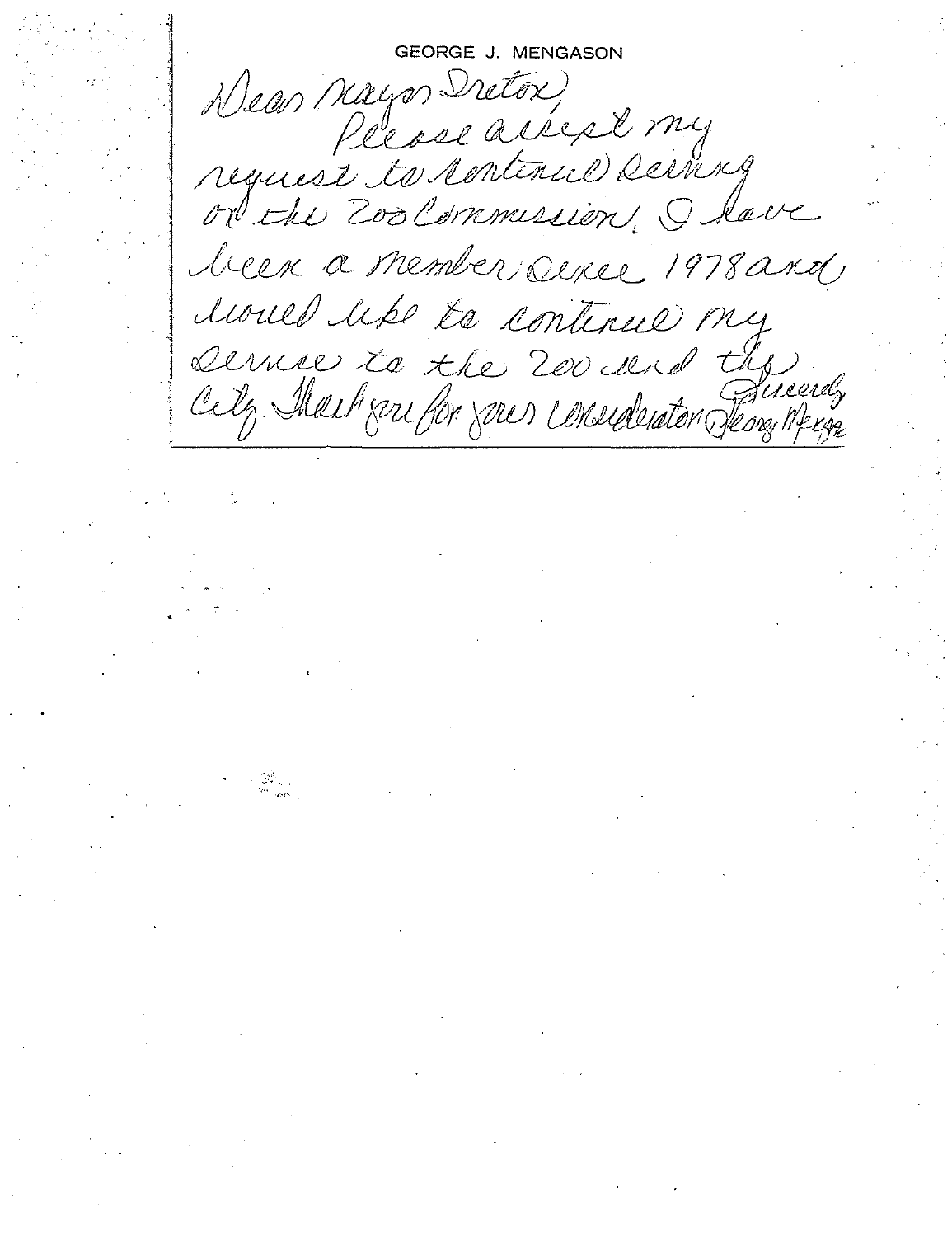GEORGE J. MENGASON

Dear Mayor Dreton,

Please accept my request to continue serving on the Zoo Commission. I have been a member since 1978 and would like to continue my service to the Zoo and the City. Thank you for your consideration.

Sincerely,
George Mengason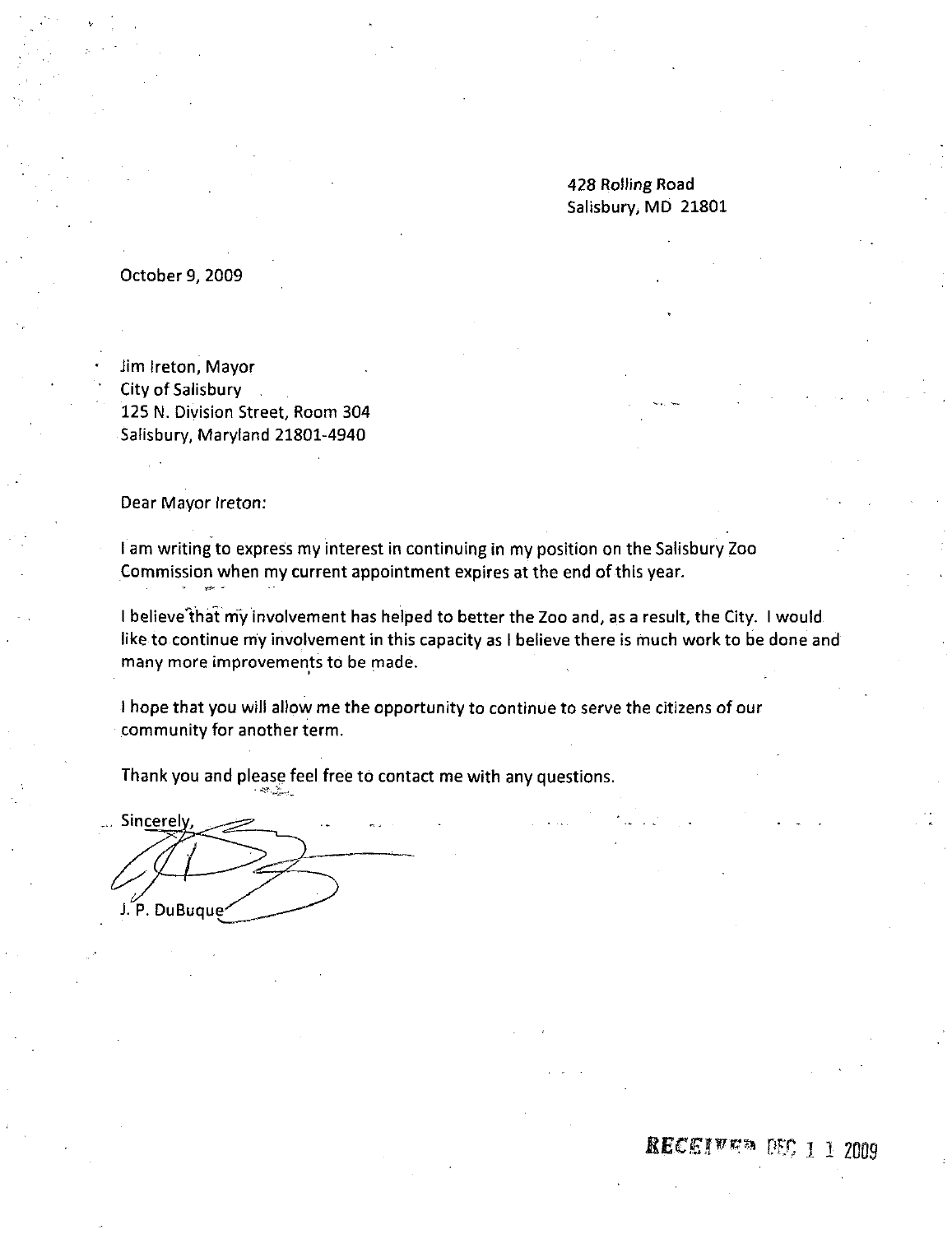428 Rolling Road
Salisbury, MD 21801

October 9, 2009

Jim Ireton, Mayor
City of Salisbury
125 N. Division Street, Room 304
Salisbury, Maryland 21801-4940

Dear Mayor Ireton:

I am writing to express my interest in continuing in my position on the Salisbury Zoo Commission when my current appointment expires at the end of this year.

I believe that my involvement has helped to better the Zoo and, as a result, the City. I would like to continue my involvement in this capacity as I believe there is much work to be done and many more improvements to be made.

I hope that you will allow me the opportunity to continue to serve the citizens of our community for another term.

Thank you and please feel free to contact me with any questions.

Sincerely,

J. P. DuBuque

RECEIVED DEC 1 1 2009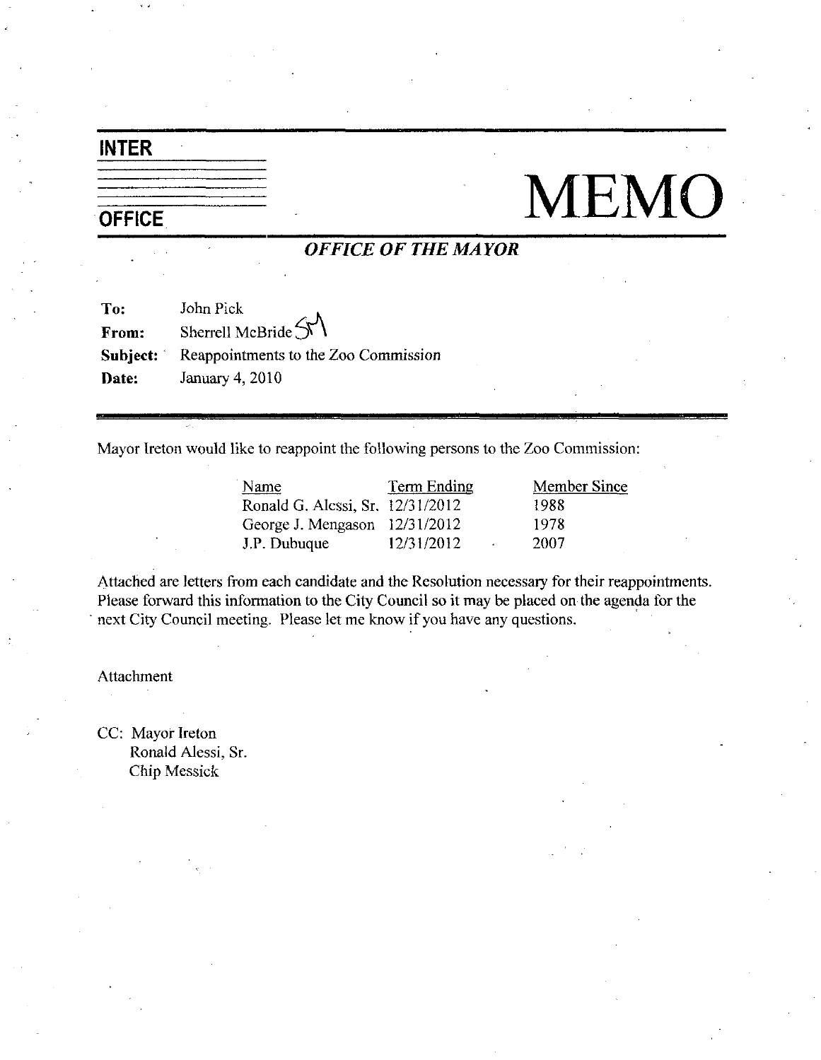# INTER OFFICE MEMO

***OFFICE OF THE MAYOR***

**To:** John Pick
**From:** Sherrell McBride SM
**Subject:** Reappointments to the Zoo Commission
**Date:** January 4, 2010

Mayor Ireton would like to reappoint the following persons to the Zoo Commission:

| Name | Term Ending | Member Since |
|---|---|---|
| Ronald G. Alessi, Sr. | 12/31/2012 | 1988 |
| George J. Mengason | 12/31/2012 | 1978 |
| J.P. Dubuque | 12/31/2012 | 2007 |

Attached are letters from each candidate and the Resolution necessary for their reappointments. Please forward this information to the City Council so it may be placed on the agenda for the next City Council meeting. Please let me know if you have any questions.

Attachment

CC: Mayor Ireton
Ronald Alessi, Sr.
Chip Messick